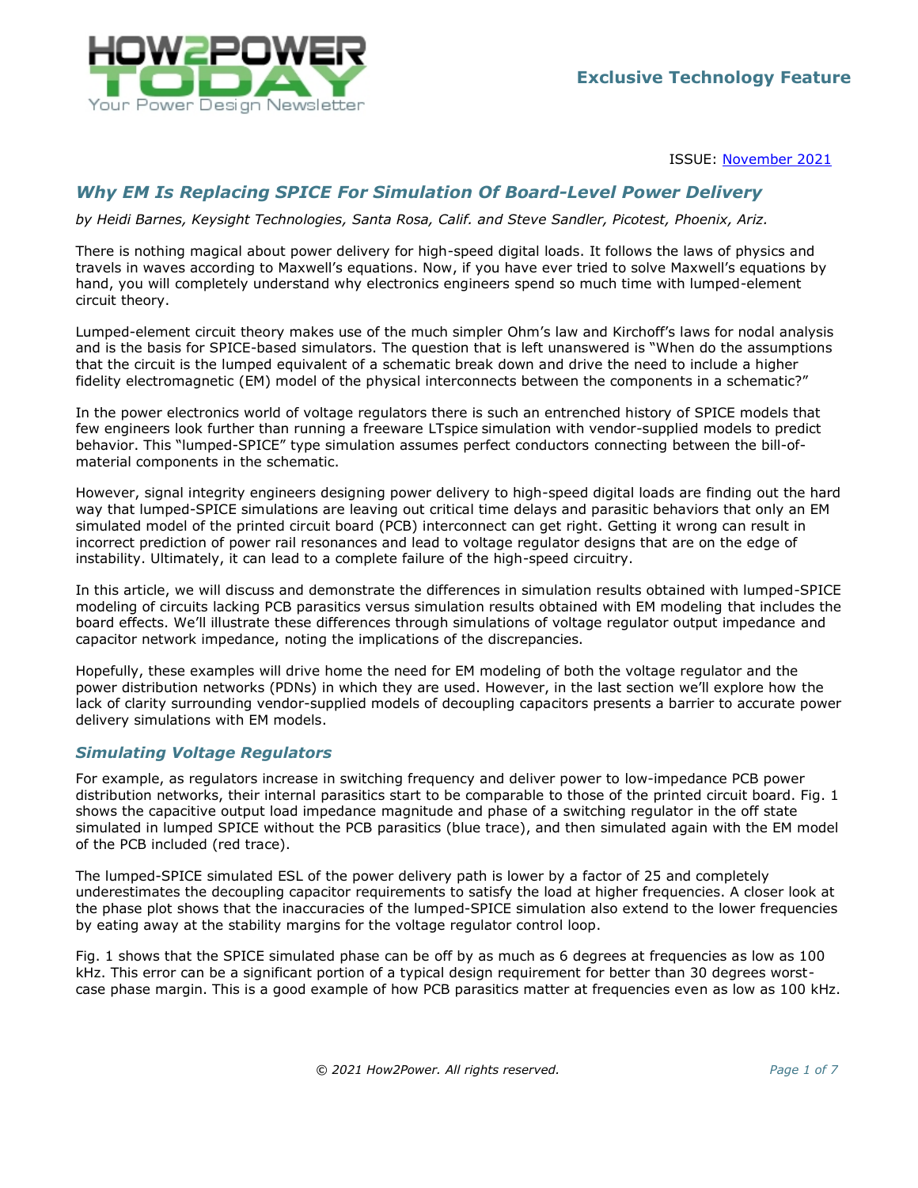Exclusive Technology Feature

ISSUE: November 2021

# Why EM Is Replacing SPICE For Simulation Of Board-Level Power Delivery

*by Heidi Barnes, Keysight Technologies, Santa Rosa, Calif. and Steve Sandler, Picotest, Phoenix, Ariz.*

There is nothing magical about power delivery for high-speed digital loads. It follows the laws of physics and travels in waves according to Maxwell's equations. Now, if you have ever tried to solve Maxwell's equations by hand, you will completely understand why electronics engineers spend so much time with lumped-element circuit theory.

Lumped-element circuit theory makes use of the much simpler Ohm's law and Kirchoff's laws for nodal analysis and is the basis for SPICE-based simulators. The question that is left unanswered is "When do the assumptions that the circuit is the lumped equivalent of a schematic break down and drive the need to include a higher fidelity electromagnetic (EM) model of the physical interconnects between the components in a schematic?"

In the power electronics world of voltage regulators there is such an entrenched history of SPICE models that few engineers look further than running a freeware LTspice simulation with vendor-supplied models to predict behavior. This "lumped-SPICE" type simulation assumes perfect conductors connecting between the bill-of-material components in the schematic.

However, signal integrity engineers designing power delivery to high-speed digital loads are finding out the hard way that lumped-SPICE simulations are leaving out critical time delays and parasitic behaviors that only an EM simulated model of the printed circuit board (PCB) interconnect can get right. Getting it wrong can result in incorrect prediction of power rail resonances and lead to voltage regulator designs that are on the edge of instability. Ultimately, it can lead to a complete failure of the high-speed circuitry.

In this article, we will discuss and demonstrate the differences in simulation results obtained with lumped-SPICE modeling of circuits lacking PCB parasitics versus simulation results obtained with EM modeling that includes the board effects. We'll illustrate these differences through simulations of voltage regulator output impedance and capacitor network impedance, noting the implications of the discrepancies.

Hopefully, these examples will drive home the need for EM modeling of both the voltage regulator and the power distribution networks (PDNs) in which they are used. However, in the last section we'll explore how the lack of clarity surrounding vendor-supplied models of decoupling capacitors presents a barrier to accurate power delivery simulations with EM models.

## Simulating Voltage Regulators

For example, as regulators increase in switching frequency and deliver power to low-impedance PCB power distribution networks, their internal parasitics start to be comparable to those of the printed circuit board. Fig. 1 shows the capacitive output load impedance magnitude and phase of a switching regulator in the off state simulated in lumped SPICE without the PCB parasitics (blue trace), and then simulated again with the EM model of the PCB included (red trace).

The lumped-SPICE simulated ESL of the power delivery path is lower by a factor of 25 and completely underestimates the decoupling capacitor requirements to satisfy the load at higher frequencies. A closer look at the phase plot shows that the inaccuracies of the lumped-SPICE simulation also extend to the lower frequencies by eating away at the stability margins for the voltage regulator control loop.

Fig. 1 shows that the SPICE simulated phase can be off by as much as 6 degrees at frequencies as low as 100 kHz. This error can be a significant portion of a typical design requirement for better than 30 degrees worst-case phase margin. This is a good example of how PCB parasitics matter at frequencies even as low as 100 kHz.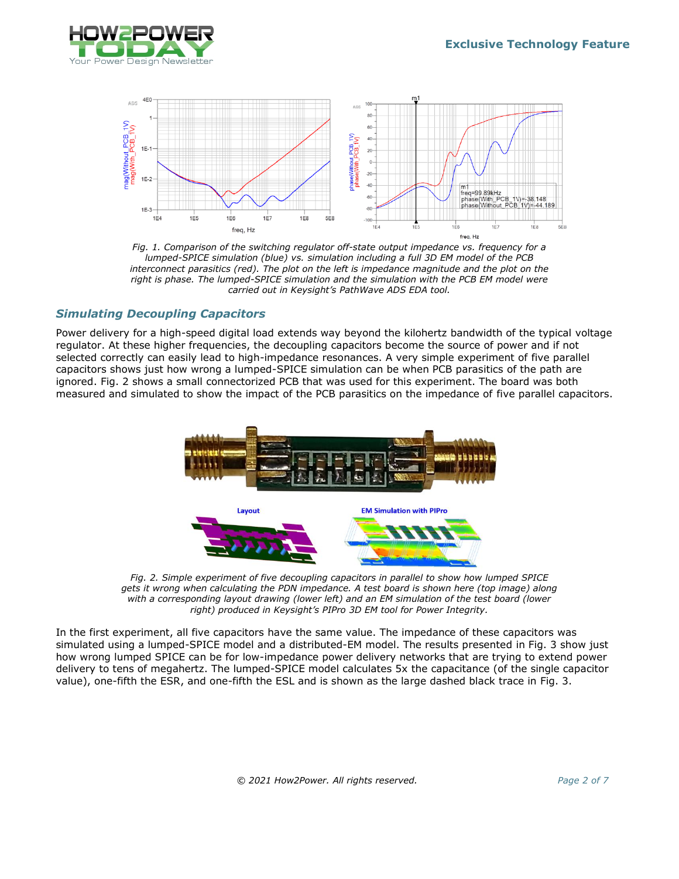Fig. 1. Comparison of the switching regulator off-state output impedance vs. frequency for a lumped-SPICE simulation (blue) vs. simulation including a full 3D EM model of the PCB interconnect parasitics (red). The plot on the left is impedance magnitude and the plot on the right is phase. The lumped-SPICE simulation and the simulation with the PCB EM model were carried out in Keysight's PathWave ADS EDA tool.

## *Simulating Decoupling Capacitors*

Power delivery for a high-speed digital load extends way beyond the kilohertz bandwidth of the typical voltage regulator. At these higher frequencies, the decoupling capacitors become the source of power and if not selected correctly can easily lead to high-impedance resonances. A very simple experiment of five parallel capacitors shows just how wrong a lumped-SPICE simulation can be when PCB parasitics of the path are ignored. Fig. 2 shows a small connectorized PCB that was used for this experiment. The board was both measured and simulated to show the impact of the PCB parasitics on the impedance of five parallel capacitors.

Fig. 2. Simple experiment of five decoupling capacitors in parallel to show how lumped SPICE gets it wrong when calculating the PDN impedance. A test board is shown here (top image) along with a corresponding layout drawing (lower left) and an EM simulation of the test board (lower right) produced in Keysight's PIPro 3D EM tool for Power Integrity.

In the first experiment, all five capacitors have the same value. The impedance of these capacitors was simulated using a lumped-SPICE model and a distributed-EM model. The results presented in Fig. 3 show just how wrong lumped SPICE can be for low-impedance power delivery networks that are trying to extend power delivery to tens of megahertz. The lumped-SPICE model calculates 5x the capacitance (of the single capacitor value), one-fifth the ESR, and one-fifth the ESL and is shown as the large dashed black trace in Fig. 3.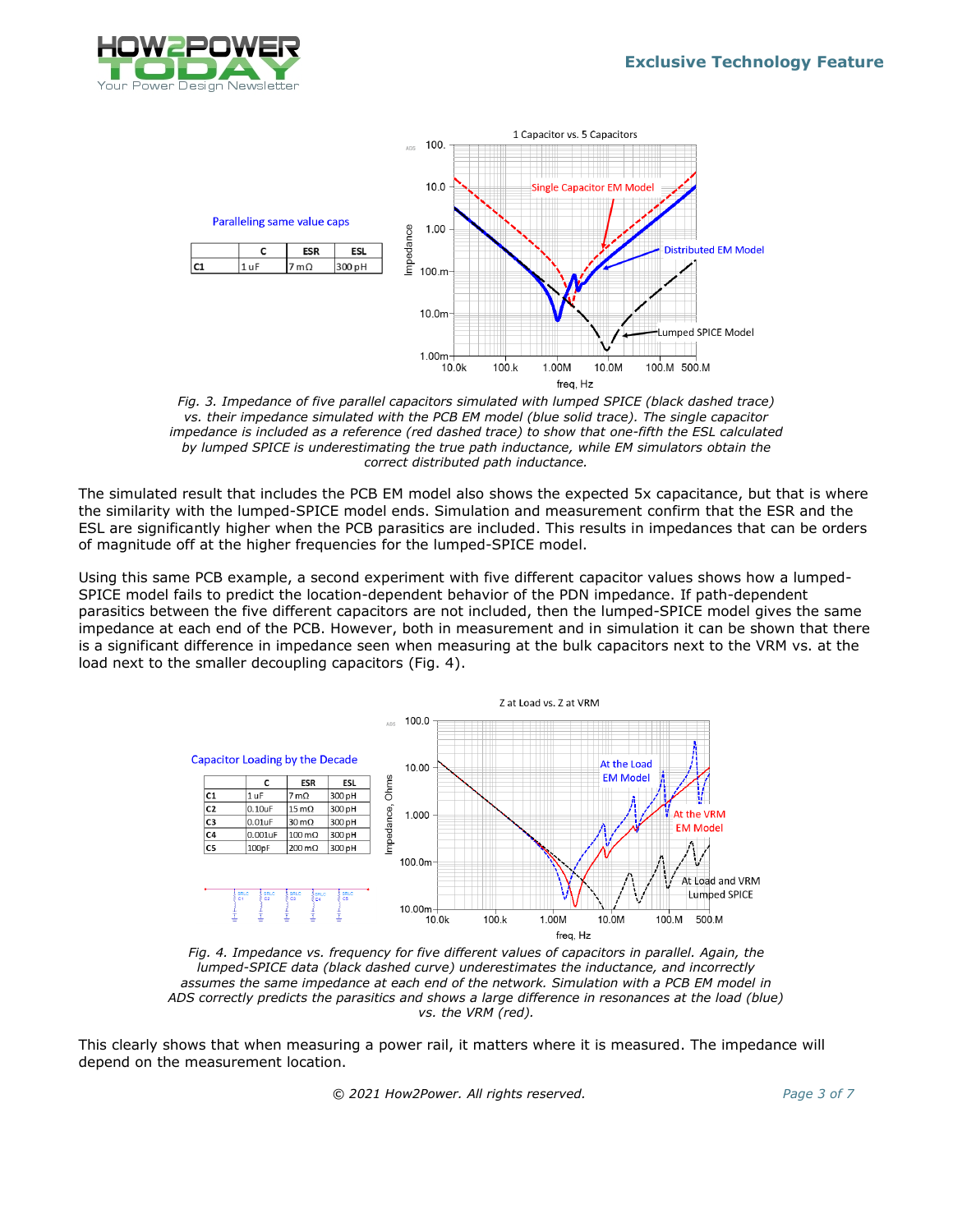Paralleling same value caps

| | C | ESR | ESL |
|---|---|---|---|
| C1 | 1 uF | 7 mΩ | 300 pH |

*Fig. 3. Impedance of five parallel capacitors simulated with lumped SPICE (black dashed trace) vs. their impedance simulated with the PCB EM model (blue solid trace). The single capacitor impedance is included as a reference (red dashed trace) to show that one-fifth the ESL calculated by lumped SPICE is underestimating the true path inductance, while EM simulators obtain the correct distributed path inductance.*

The simulated result that includes the PCB EM model also shows the expected 5x capacitance, but that is where the similarity with the lumped-SPICE model ends. Simulation and measurement confirm that the ESR and the ESL are significantly higher when the PCB parasitics are included. This results in impedances that can be orders of magnitude off at the higher frequencies for the lumped-SPICE model.

Using this same PCB example, a second experiment with five different capacitor values shows how a lumped-SPICE model fails to predict the location-dependent behavior of the PDN impedance. If path-dependent parasitics between the five different capacitors are not included, then the lumped-SPICE model gives the same impedance at each end of the PCB. However, both in measurement and in simulation it can be shown that there is a significant difference in impedance seen when measuring at the bulk capacitors next to the VRM vs. at the load next to the smaller decoupling capacitors (Fig. 4).

Capacitor Loading by the Decade

| | C | ESR | ESL |
|---|---|---|---|
| C1 | 1 uF | 7 mΩ | 300 pH |
| C2 | 0.10uF | 15 mΩ | 300 pH |
| C3 | 0.01uF | 30 mΩ | 300 pH |
| C4 | 0.001uF | 100 mΩ | 300 pH |
| C5 | 100pF | 200 mΩ | 300 pH |

*Fig. 4. Impedance vs. frequency for five different values of capacitors in parallel. Again, the lumped-SPICE data (black dashed curve) underestimates the inductance, and incorrectly assumes the same impedance at each end of the network. Simulation with a PCB EM model in ADS correctly predicts the parasitics and shows a large difference in resonances at the load (blue) vs. the VRM (red).*

This clearly shows that when measuring a power rail, it matters where it is measured. The impedance will depend on the measurement location.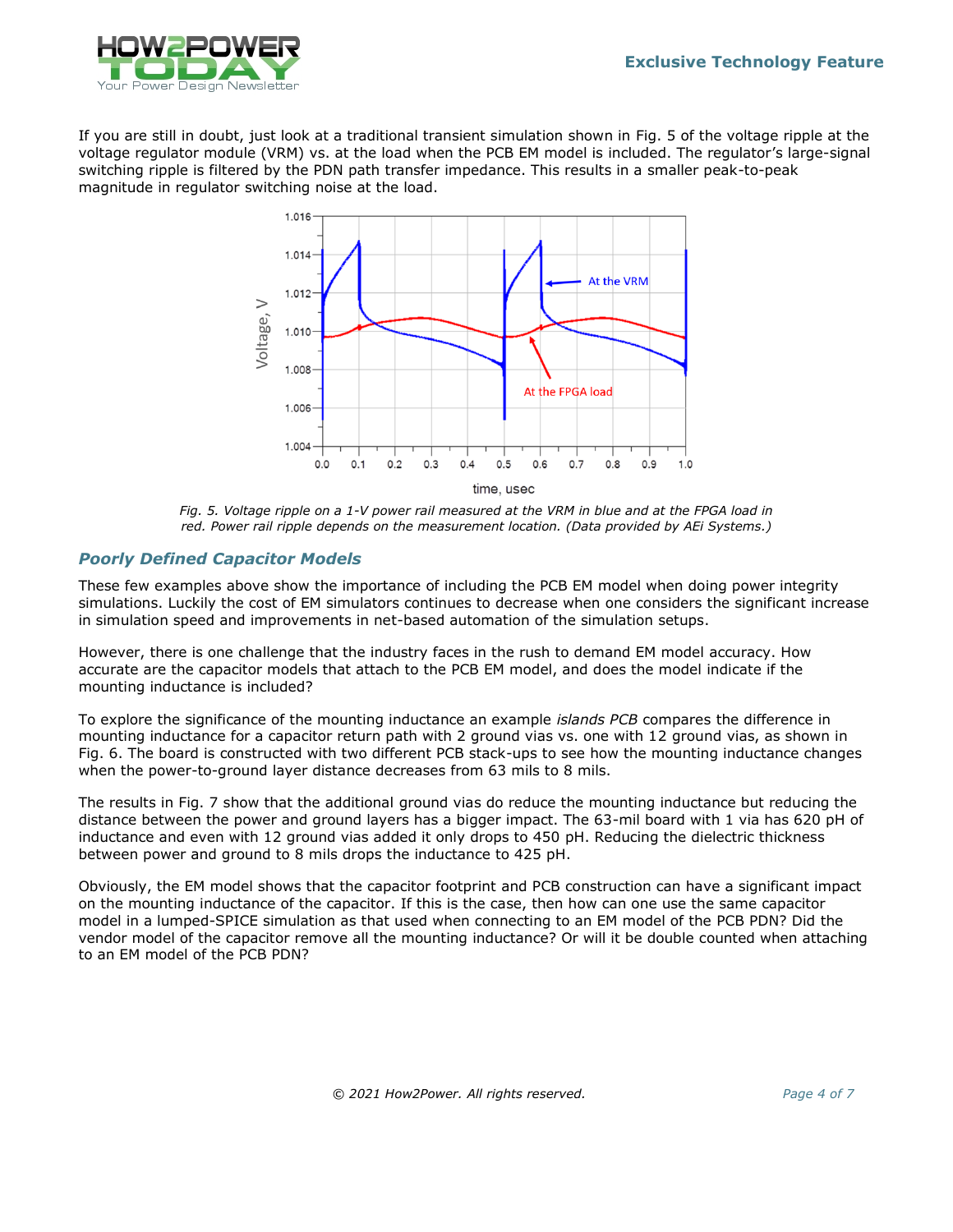If you are still in doubt, just look at a traditional transient simulation shown in Fig. 5 of the voltage ripple at the voltage regulator module (VRM) vs. at the load when the PCB EM model is included. The regulator's large-signal switching ripple is filtered by the PDN path transfer impedance. This results in a smaller peak-to-peak magnitude in regulator switching noise at the load.

*Fig. 5. Voltage ripple on a 1-V power rail measured at the VRM in blue and at the FPGA load in red. Power rail ripple depends on the measurement location. (Data provided by AEi Systems.)*

### *Poorly Defined Capacitor Models*

These few examples above show the importance of including the PCB EM model when doing power integrity simulations. Luckily the cost of EM simulators continues to decrease when one considers the significant increase in simulation speed and improvements in net-based automation of the simulation setups.

However, there is one challenge that the industry faces in the rush to demand EM model accuracy. How accurate are the capacitor models that attach to the PCB EM model, and does the model indicate if the mounting inductance is included?

To explore the significance of the mounting inductance an example *islands PCB* compares the difference in mounting inductance for a capacitor return path with 2 ground vias vs. one with 12 ground vias, as shown in Fig. 6. The board is constructed with two different PCB stack-ups to see how the mounting inductance changes when the power-to-ground layer distance decreases from 63 mils to 8 mils.

The results in Fig. 7 show that the additional ground vias do reduce the mounting inductance but reducing the distance between the power and ground layers has a bigger impact. The 63-mil board with 1 via has 620 pH of inductance and even with 12 ground vias added it only drops to 450 pH. Reducing the dielectric thickness between power and ground to 8 mils drops the inductance to 425 pH.

Obviously, the EM model shows that the capacitor footprint and PCB construction can have a significant impact on the mounting inductance of the capacitor. If this is the case, then how can one use the same capacitor model in a lumped-SPICE simulation as that used when connecting to an EM model of the PCB PDN? Did the vendor model of the capacitor remove all the mounting inductance? Or will it be double counted when attaching to an EM model of the PCB PDN?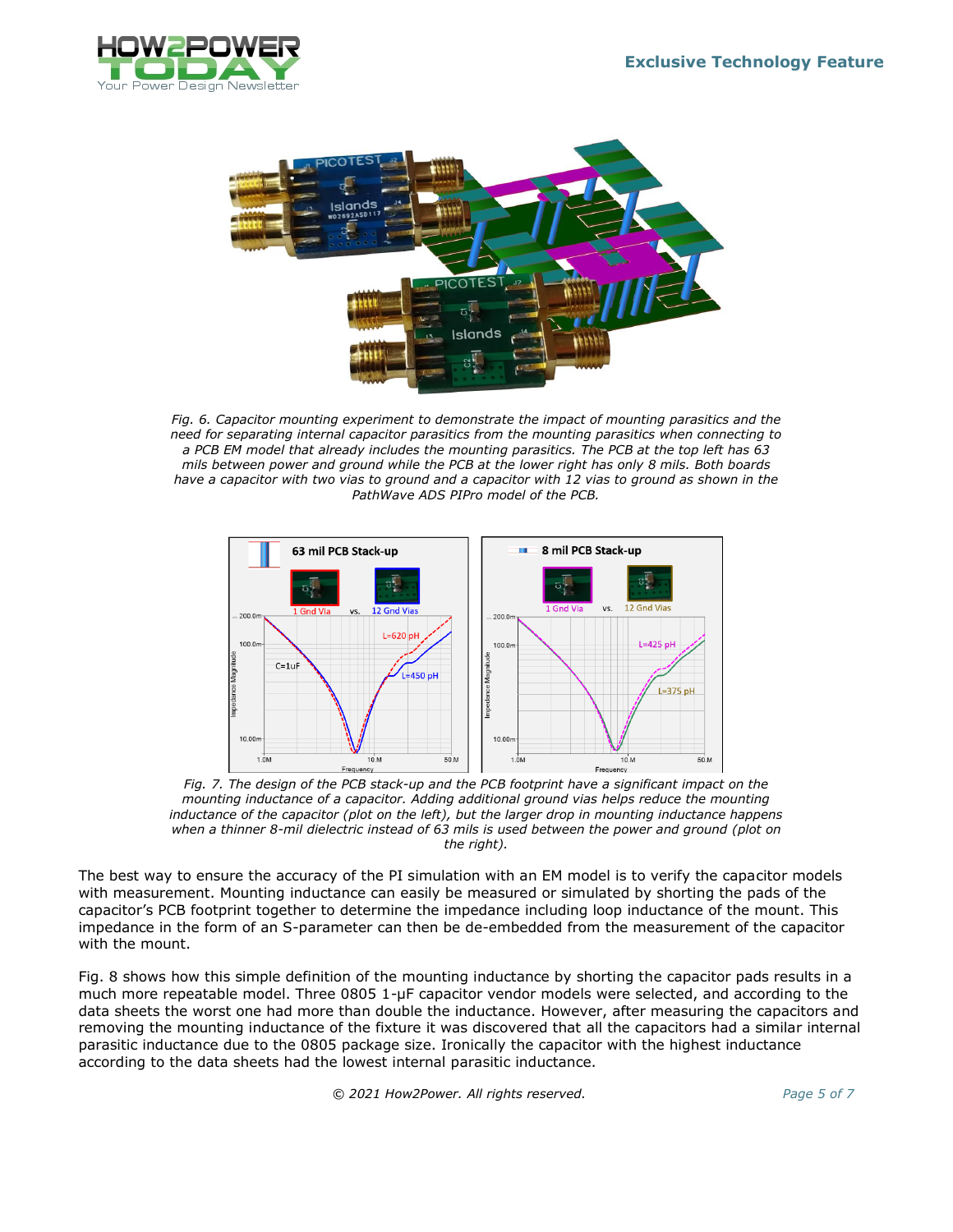*Fig. 6. Capacitor mounting experiment to demonstrate the impact of mounting parasitics and the need for separating internal capacitor parasitics from the mounting parasitics when connecting to a PCB EM model that already includes the mounting parasitics. The PCB at the top left has 63 mils between power and ground while the PCB at the lower right has only 8 mils. Both boards have a capacitor with two vias to ground and a capacitor with 12 vias to ground as shown in the PathWave ADS PIPro model of the PCB.*

*Fig. 7. The design of the PCB stack-up and the PCB footprint have a significant impact on the mounting inductance of a capacitor. Adding additional ground vias helps reduce the mounting inductance of the capacitor (plot on the left), but the larger drop in mounting inductance happens when a thinner 8-mil dielectric instead of 63 mils is used between the power and ground (plot on the right).*

The best way to ensure the accuracy of the PI simulation with an EM model is to verify the capacitor models with measurement. Mounting inductance can easily be measured or simulated by shorting the pads of the capacitor's PCB footprint together to determine the impedance including loop inductance of the mount. This impedance in the form of an S-parameter can then be de-embedded from the measurement of the capacitor with the mount.

Fig. 8 shows how this simple definition of the mounting inductance by shorting the capacitor pads results in a much more repeatable model. Three 0805 1-µF capacitor vendor models were selected, and according to the data sheets the worst one had more than double the inductance. However, after measuring the capacitors and removing the mounting inductance of the fixture it was discovered that all the capacitors had a similar internal parasitic inductance due to the 0805 package size. Ironically the capacitor with the highest inductance according to the data sheets had the lowest internal parasitic inductance.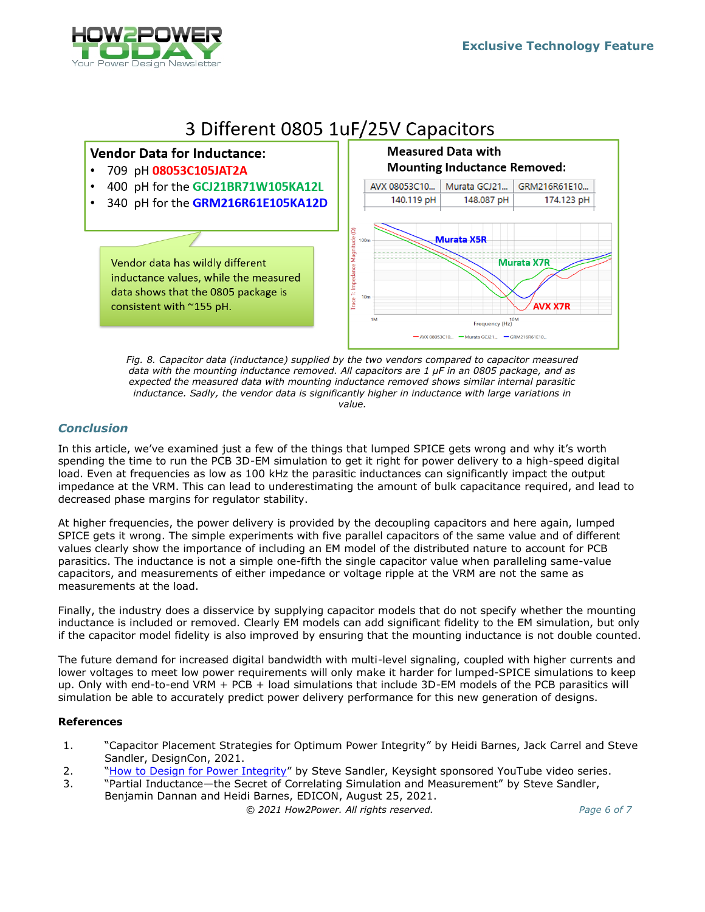## 3 Different 0805 1uF/25V Capacitors

**Vendor Data for Inductance:**

- 709 pH 08053C105JAT2A
- 400 pH for the GCJ21BR71W105KA12L
- 340 pH for the GRM216R61E105KA12D

Vendor data has wildly different inductance values, while the measured data shows that the 0805 package is consistent with ~155 pH.

**Measured Data with Mounting Inductance Removed:**

| AVX 08053C10... | Murata GCJ21... | GRM216R61E10... |
|---|---|---|
| 140.119 pH | 148.087 pH | 174.123 pH |

*Fig. 8. Capacitor data (inductance) supplied by the two vendors compared to capacitor measured data with the mounting inductance removed. All capacitors are 1 µF in an 0805 package, and as expected the measured data with mounting inductance removed shows similar internal parasitic inductance. Sadly, the vendor data is significantly higher in inductance with large variations in value.*

### *Conclusion*

In this article, we've examined just a few of the things that lumped SPICE gets wrong and why it's worth spending the time to run the PCB 3D-EM simulation to get it right for power delivery to a high-speed digital load. Even at frequencies as low as 100 kHz the parasitic inductances can significantly impact the output impedance at the VRM. This can lead to underestimating the amount of bulk capacitance required, and lead to decreased phase margins for regulator stability.

At higher frequencies, the power delivery is provided by the decoupling capacitors and here again, lumped SPICE gets it wrong. The simple experiments with five parallel capacitors of the same value and of different values clearly show the importance of including an EM model of the distributed nature to account for PCB parasitics. The inductance is not a simple one-fifth the single capacitor value when paralleling same-value capacitors, and measurements of either impedance or voltage ripple at the VRM are not the same as measurements at the load.

Finally, the industry does a disservice by supplying capacitor models that do not specify whether the mounting inductance is included or removed. Clearly EM models can add significant fidelity to the EM simulation, but only if the capacitor model fidelity is also improved by ensuring that the mounting inductance is not double counted.

The future demand for increased digital bandwidth with multi-level signaling, coupled with higher currents and lower voltages to meet low power requirements will only make it harder for lumped-SPICE simulations to keep up. Only with end-to-end VRM + PCB + load simulations that include 3D-EM models of the PCB parasitics will simulation be able to accurately predict power delivery performance for this new generation of designs.

**References**

1. "Capacitor Placement Strategies for Optimum Power Integrity" by Heidi Barnes, Jack Carrel and Steve Sandler, DesignCon, 2021.
2. "How to Design for Power Integrity" by Steve Sandler, Keysight sponsored YouTube video series.
3. "Partial Inductance—the Secret of Correlating Simulation and Measurement" by Steve Sandler, Benjamin Dannan and Heidi Barnes, EDICON, August 25, 2021.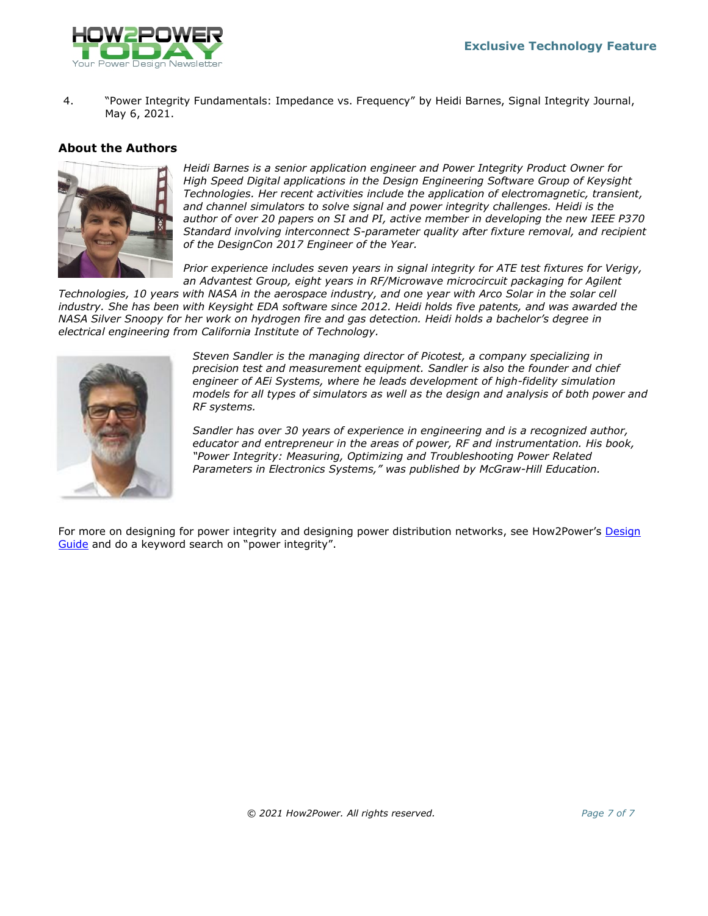4. "Power Integrity Fundamentals: Impedance vs. Frequency" by Heidi Barnes, Signal Integrity Journal, May 6, 2021.

## About the Authors

*Heidi Barnes is a senior application engineer and Power Integrity Product Owner for High Speed Digital applications in the Design Engineering Software Group of Keysight Technologies. Her recent activities include the application of electromagnetic, transient, and channel simulators to solve signal and power integrity challenges. Heidi is the author of over 20 papers on SI and PI, active member in developing the new IEEE P370 Standard involving interconnect S-parameter quality after fixture removal, and recipient of the DesignCon 2017 Engineer of the Year.*

*Prior experience includes seven years in signal integrity for ATE test fixtures for Verigy, an Advantest Group, eight years in RF/Microwave microcircuit packaging for Agilent Technologies, 10 years with NASA in the aerospace industry, and one year with Arco Solar in the solar cell industry. She has been with Keysight EDA software since 2012. Heidi holds five patents, and was awarded the NASA Silver Snoopy for her work on hydrogen fire and gas detection. Heidi holds a bachelor's degree in electrical engineering from California Institute of Technology.*

*Steven Sandler is the managing director of Picotest, a company specializing in precision test and measurement equipment. Sandler is also the founder and chief engineer of AEi Systems, where he leads development of high-fidelity simulation models for all types of simulators as well as the design and analysis of both power and RF systems.*

*Sandler has over 30 years of experience in engineering and is a recognized author, educator and entrepreneur in the areas of power, RF and instrumentation. His book, "Power Integrity: Measuring, Optimizing and Troubleshooting Power Related Parameters in Electronics Systems," was published by McGraw-Hill Education.*

For more on designing for power integrity and designing power distribution networks, see How2Power's Design Guide and do a keyword search on "power integrity".